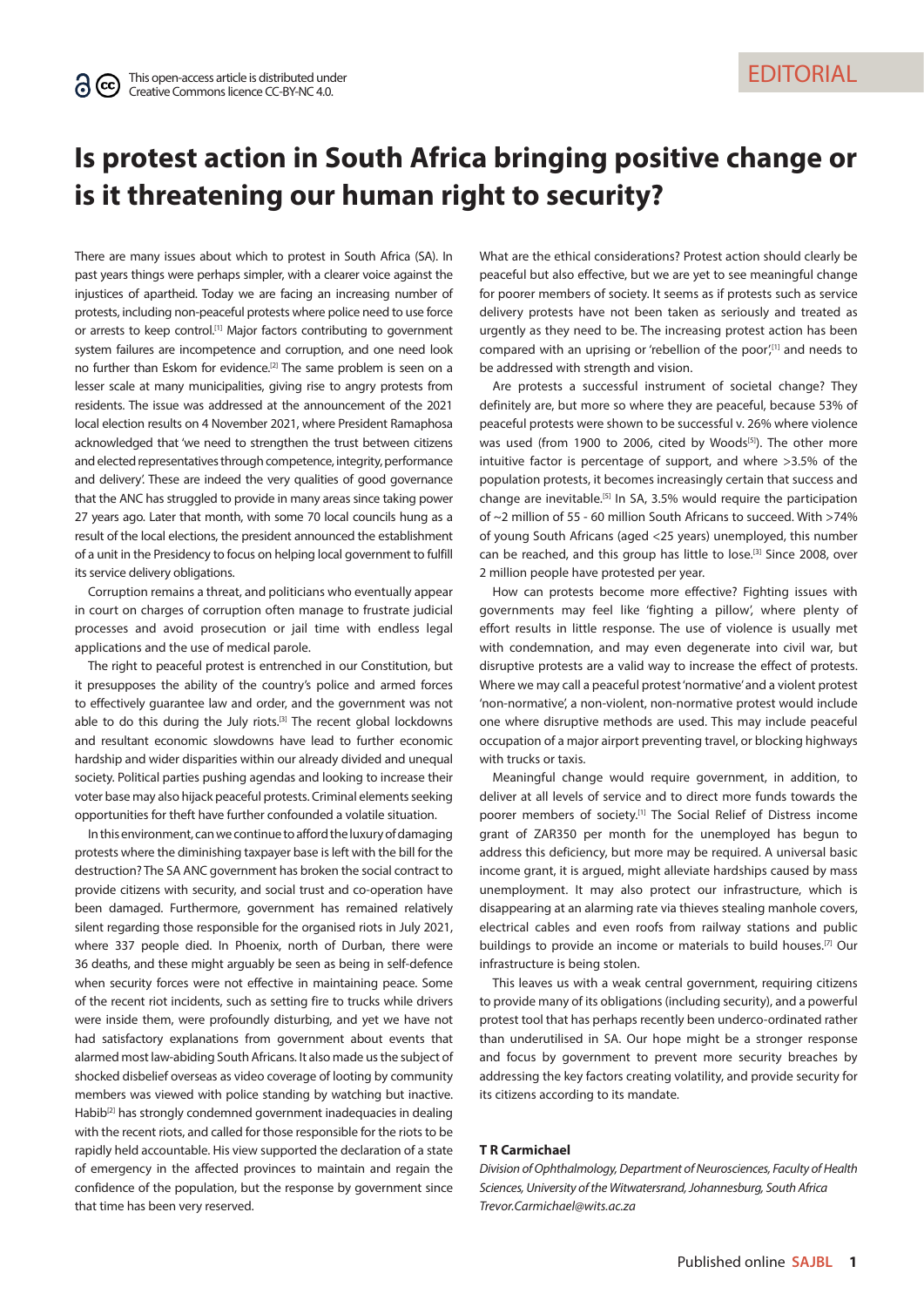EDITORIAL

This open-access article is distributed under Creative Commons licence CC-BY-NC 4.0.

# Is protest action in South Africa bringing positive change or is it threatening our human right to security?

There are many issues about which to protest in South Africa (SA). In past years things were perhaps simpler, with a clearer voice against the injustices of apartheid. Today we are facing an increasing number of protests, including non-peaceful protests where police need to use force or arrests to keep control.[1] Major factors contributing to government system failures are incompetence and corruption, and one need look no further than Eskom for evidence.[2] The same problem is seen on a lesser scale at many municipalities, giving rise to angry protests from residents. The issue was addressed at the announcement of the 2021 local election results on 4 November 2021, where President Ramaphosa acknowledged that 'we need to strengthen the trust between citizens and elected representatives through competence, integrity, performance and delivery'. These are indeed the very qualities of good governance that the ANC has struggled to provide in many areas since taking power 27 years ago. Later that month, with some 70 local councils hung as a result of the local elections, the president announced the establishment of a unit in the Presidency to focus on helping local government to fulfill its service delivery obligations.

Corruption remains a threat, and politicians who eventually appear in court on charges of corruption often manage to frustrate judicial processes and avoid prosecution or jail time with endless legal applications and the use of medical parole.

The right to peaceful protest is entrenched in our Constitution, but it presupposes the ability of the country's police and armed forces to effectively guarantee law and order, and the government was not able to do this during the July riots.[3] The recent global lockdowns and resultant economic slowdowns have lead to further economic hardship and wider disparities within our already divided and unequal society. Political parties pushing agendas and looking to increase their voter base may also hijack peaceful protests. Criminal elements seeking opportunities for theft have further confounded a volatile situation.

In this environment, can we continue to afford the luxury of damaging protests where the diminishing taxpayer base is left with the bill for the destruction? The SA ANC government has broken the social contract to provide citizens with security, and social trust and co-operation have been damaged. Furthermore, government has remained relatively silent regarding those responsible for the organised riots in July 2021, where 337 people died. In Phoenix, north of Durban, there were 36 deaths, and these might arguably be seen as being in self-defence when security forces were not effective in maintaining peace. Some of the recent riot incidents, such as setting fire to trucks while drivers were inside them, were profoundly disturbing, and yet we have not had satisfactory explanations from government about events that alarmed most law-abiding South Africans. It also made us the subject of shocked disbelief overseas as video coverage of looting by community members was viewed with police standing by watching but inactive. Habib[2] has strongly condemned government inadequacies in dealing with the recent riots, and called for those responsible for the riots to be rapidly held accountable. His view supported the declaration of a state of emergency in the affected provinces to maintain and regain the confidence of the population, but the response by government since that time has been very reserved.

What are the ethical considerations? Protest action should clearly be peaceful but also effective, but we are yet to see meaningful change for poorer members of society. It seems as if protests such as service delivery protests have not been taken as seriously and treated as urgently as they need to be. The increasing protest action has been compared with an uprising or 'rebellion of the poor',[1] and needs to be addressed with strength and vision.

Are protests a successful instrument of societal change? They definitely are, but more so where they are peaceful, because 53% of peaceful protests were shown to be successful v. 26% where violence was used (from 1900 to 2006, cited by Woods[5]). The other more intuitive factor is percentage of support, and where >3.5% of the population protests, it becomes increasingly certain that success and change are inevitable.[5] In SA, 3.5% would require the participation of ~2 million of 55 - 60 million South Africans to succeed. With >74% of young South Africans (aged <25 years) unemployed, this number can be reached, and this group has little to lose.[3] Since 2008, over 2 million people have protested per year.

How can protests become more effective? Fighting issues with governments may feel like 'fighting a pillow', where plenty of effort results in little response. The use of violence is usually met with condemnation, and may even degenerate into civil war, but disruptive protests are a valid way to increase the effect of protests. Where we may call a peaceful protest 'normative' and a violent protest 'non-normative', a non-violent, non-normative protest would include one where disruptive methods are used. This may include peaceful occupation of a major airport preventing travel, or blocking highways with trucks or taxis.

Meaningful change would require government, in addition, to deliver at all levels of service and to direct more funds towards the poorer members of society.[1] The Social Relief of Distress income grant of ZAR350 per month for the unemployed has begun to address this deficiency, but more may be required. A universal basic income grant, it is argued, might alleviate hardships caused by mass unemployment. It may also protect our infrastructure, which is disappearing at an alarming rate via thieves stealing manhole covers, electrical cables and even roofs from railway stations and public buildings to provide an income or materials to build houses.[7] Our infrastructure is being stolen.

This leaves us with a weak central government, requiring citizens to provide many of its obligations (including security), and a powerful protest tool that has perhaps recently been underco-ordinated rather than underutilised in SA. Our hope might be a stronger response and focus by government to prevent more security breaches by addressing the key factors creating volatility, and provide security for its citizens according to its mandate.

**T R Carmichael**

*Division of Ophthalmology, Department of Neurosciences, Faculty of Health Sciences, University of the Witwatersrand, Johannesburg, South Africa*
*Trevor.Carmichael@wits.ac.za*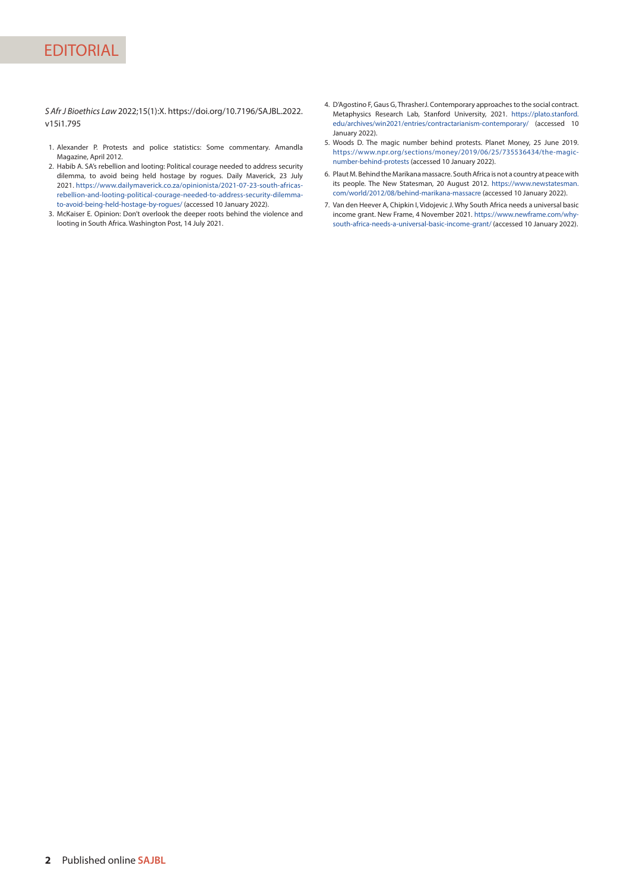*S Afr J Bioethics Law* 2022;15(1):X. https://doi.org/10.7196/SAJBL.2022.v15i1.795

1. Alexander P. Protests and police statistics: Some commentary. Amandla Magazine, April 2012.
2. Habib A. SA's rebellion and looting: Political courage needed to address security dilemma, to avoid being held hostage by rogues. Daily Maverick, 23 July 2021. https://www.dailymaverick.co.za/opinionista/2021-07-23-south-africas-rebellion-and-looting-political-courage-needed-to-address-security-dilemma-to-avoid-being-held-hostage-by-rogues/ (accessed 10 January 2022).
3. McKaiser E. Opinion: Don't overlook the deeper roots behind the violence and looting in South Africa. Washington Post, 14 July 2021.
4. D'Agostino F, Gaus G, Thrasher J. Contemporary approaches to the social contract. Metaphysics Research Lab, Stanford University, 2021. https://plato.stanford.edu/archives/win2021/entries/contractarianism-contemporary/ (accessed 10 January 2022).
5. Woods D. The magic number behind protests. Planet Money, 25 June 2019. https://www.npr.org/sections/money/2019/06/25/735536434/the-magic-number-behind-protests (accessed 10 January 2022).
6. Plaut M. Behind the Marikana massacre. South Africa is not a country at peace with its people. The New Statesman, 20 August 2012. https://www.newstatesman.com/world/2012/08/behind-marikana-massacre (accessed 10 January 2022).
7. Van den Heever A, Chipkin I, Vidojevic J. Why South Africa needs a universal basic income grant. New Frame, 4 November 2021. https://www.newframe.com/why-south-africa-needs-a-universal-basic-income-grant/ (accessed 10 January 2022).